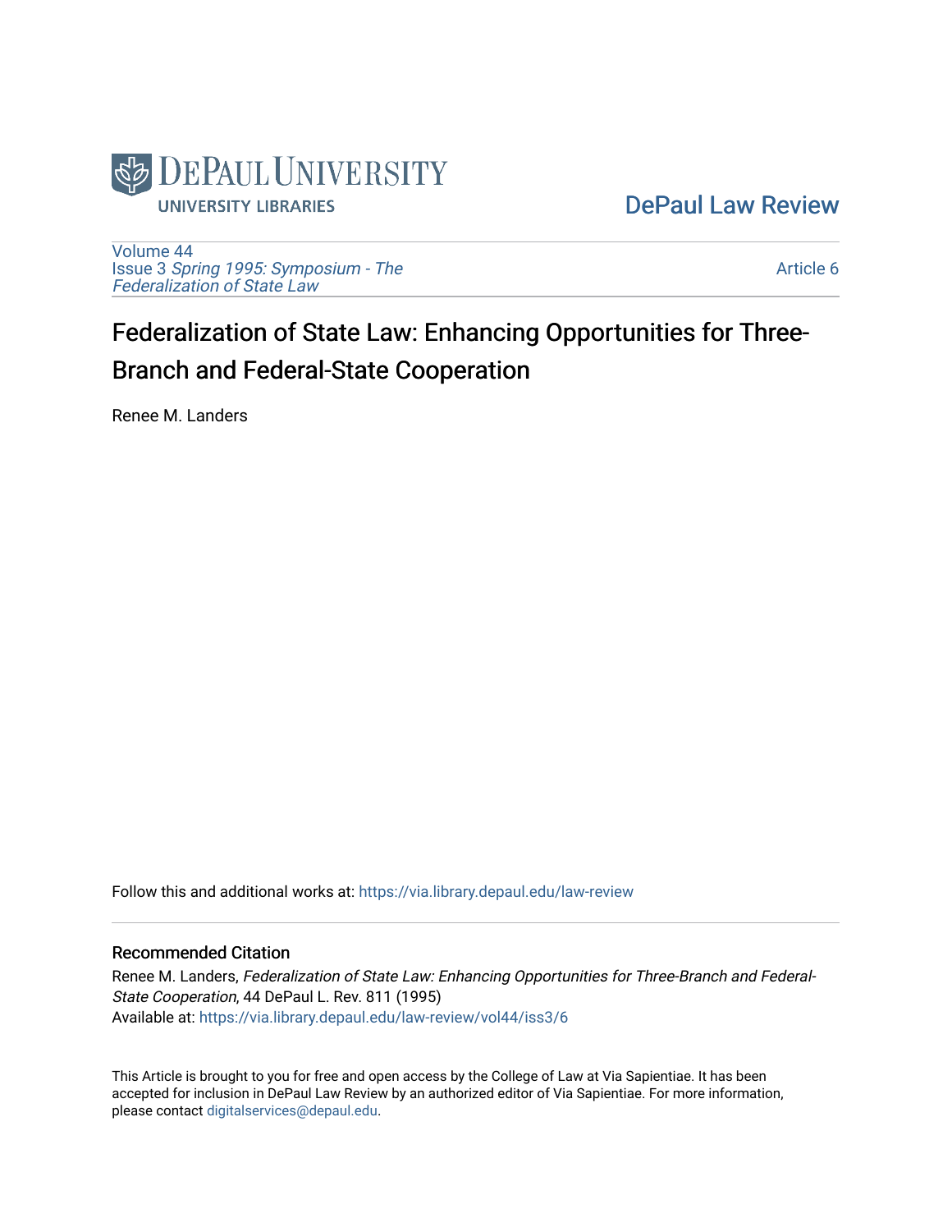DEPAUL UNIVERSITY
UNIVERSITY LIBRARIES

DePaul Law Review

Volume 44
Issue 3 *Spring 1995: Symposium - The Federalization of State Law*

Article 6

# Federalization of State Law: Enhancing Opportunities for Three-Branch and Federal-State Cooperation

Renee M. Landers

Follow this and additional works at: https://via.library.depaul.edu/law-review

## Recommended Citation

Renee M. Landers, *Federalization of State Law: Enhancing Opportunities for Three-Branch and Federal-State Cooperation*, 44 DePaul L. Rev. 811 (1995)
Available at: https://via.library.depaul.edu/law-review/vol44/iss3/6

This Article is brought to you for free and open access by the College of Law at Via Sapientiae. It has been accepted for inclusion in DePaul Law Review by an authorized editor of Via Sapientiae. For more information, please contact digitalservices@depaul.edu.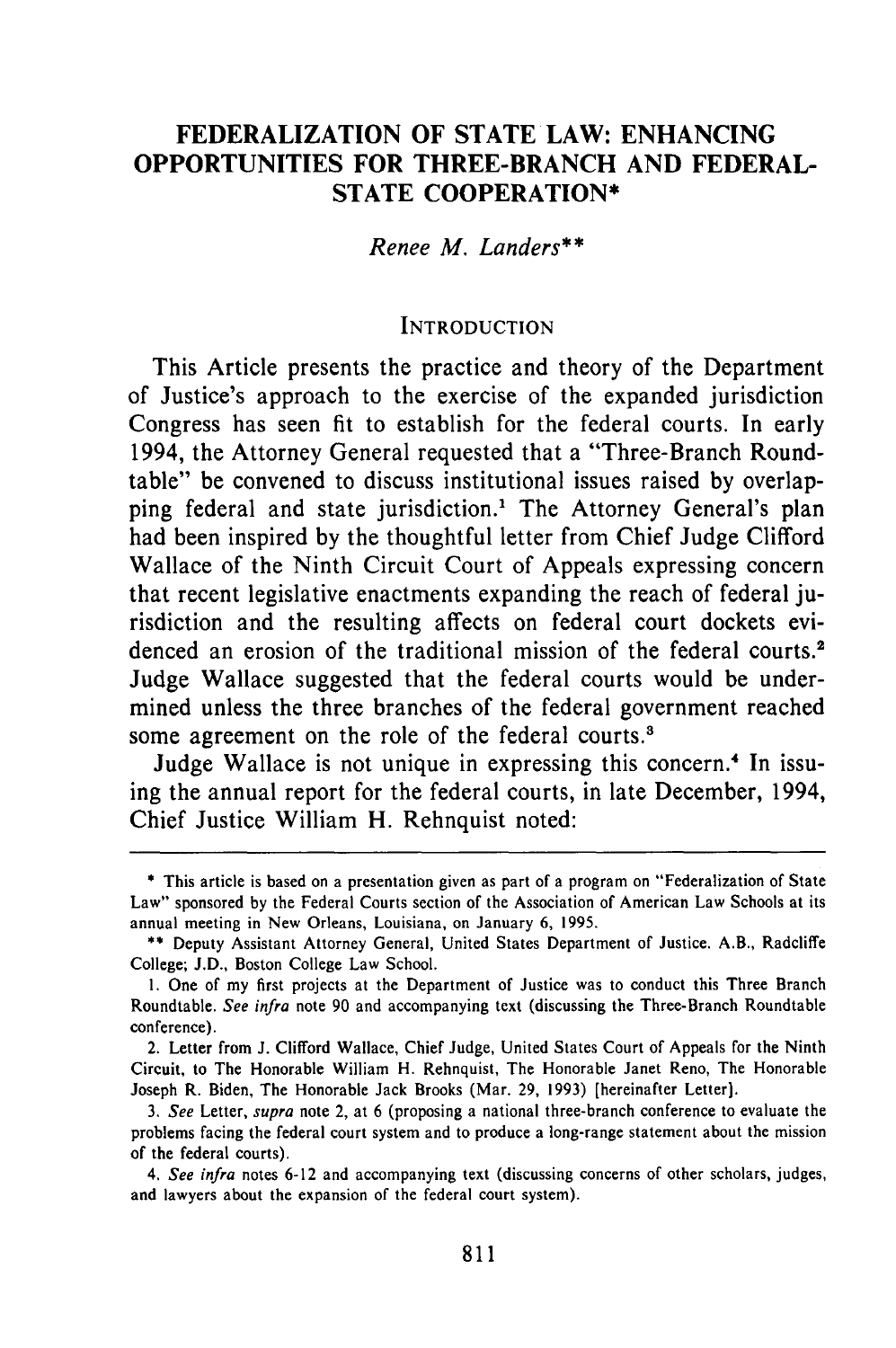# FEDERALIZATION OF STATE LAW: ENHANCING OPPORTUNITIES FOR THREE-BRANCH AND FEDERAL-STATE COOPERATION*

*Renee M. Landers***

## INTRODUCTION

This Article presents the practice and theory of the Department of Justice's approach to the exercise of the expanded jurisdiction Congress has seen fit to establish for the federal courts. In early 1994, the Attorney General requested that a "Three-Branch Roundtable" be convened to discuss institutional issues raised by overlapping federal and state jurisdiction.[1] The Attorney General's plan had been inspired by the thoughtful letter from Chief Judge Clifford Wallace of the Ninth Circuit Court of Appeals expressing concern that recent legislative enactments expanding the reach of federal jurisdiction and the resulting affects on federal court dockets evidenced an erosion of the traditional mission of the federal courts.[2] Judge Wallace suggested that the federal courts would be undermined unless the three branches of the federal government reached some agreement on the role of the federal courts.[3]

Judge Wallace is not unique in expressing this concern.[4] In issuing the annual report for the federal courts, in late December, 1994, Chief Justice William H. Rehnquist noted:

---

\* This article is based on a presentation given as part of a program on "Federalization of State Law" sponsored by the Federal Courts section of the Association of American Law Schools at its annual meeting in New Orleans, Louisiana, on January 6, 1995.

\*\* Deputy Assistant Attorney General, United States Department of Justice. A.B., Radcliffe College; J.D., Boston College Law School.

1. One of my first projects at the Department of Justice was to conduct this Three Branch Roundtable. *See infra* note 90 and accompanying text (discussing the Three-Branch Roundtable conference).

2. Letter from J. Clifford Wallace, Chief Judge, United States Court of Appeals for the Ninth Circuit, to The Honorable William H. Rehnquist, The Honorable Janet Reno, The Honorable Joseph R. Biden, The Honorable Jack Brooks (Mar. 29, 1993) [hereinafter Letter].

3. *See* Letter, *supra* note 2, at 6 (proposing a national three-branch conference to evaluate the problems facing the federal court system and to produce a long-range statement about the mission of the federal courts).

4. *See infra* notes 6-12 and accompanying text (discussing concerns of other scholars, judges, and lawyers about the expansion of the federal court system).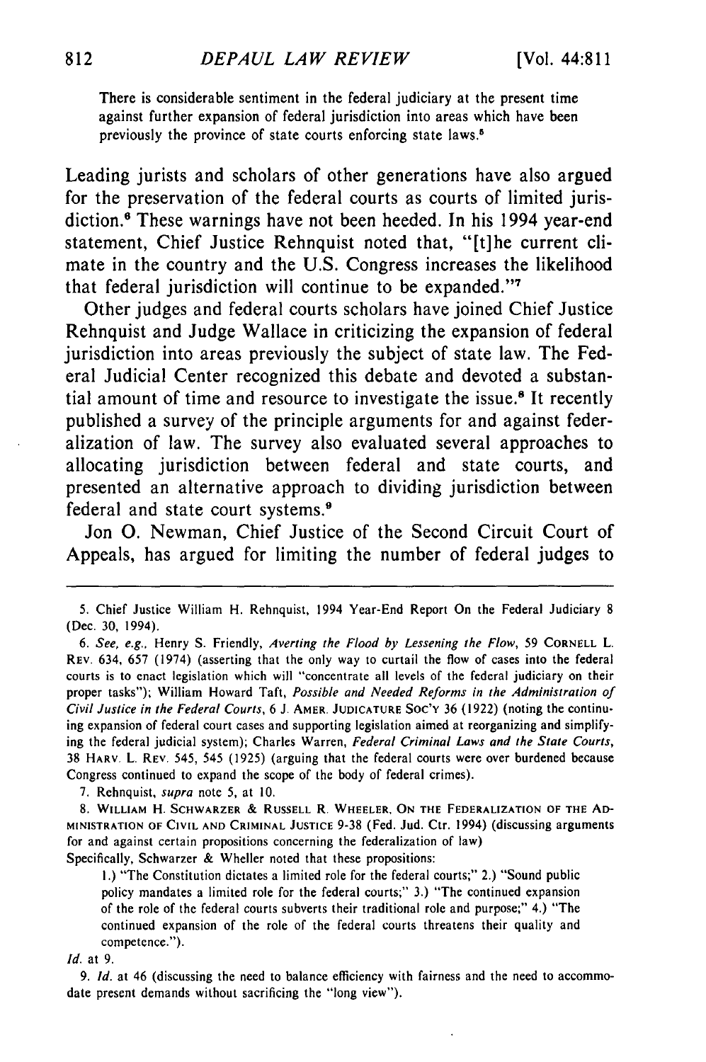> There is considerable sentiment in the federal judiciary at the present time against further expansion of federal jurisdiction into areas which have been previously the province of state courts enforcing state laws.[5]

Leading jurists and scholars of other generations have also argued for the preservation of the federal courts as courts of limited jurisdiction.[6] These warnings have not been heeded. In his 1994 year-end statement, Chief Justice Rehnquist noted that, "[t]he current climate in the country and the U.S. Congress increases the likelihood that federal jurisdiction will continue to be expanded."[7]

Other judges and federal courts scholars have joined Chief Justice Rehnquist and Judge Wallace in criticizing the expansion of federal jurisdiction into areas previously the subject of state law. The Federal Judicial Center recognized this debate and devoted a substantial amount of time and resource to investigate the issue.[8] It recently published a survey of the principle arguments for and against federalization of law. The survey also evaluated several approaches to allocating jurisdiction between federal and state courts, and presented an alternative approach to dividing jurisdiction between federal and state court systems.[9]

Jon O. Newman, Chief Justice of the Second Circuit Court of Appeals, has argued for limiting the number of federal judges to

---

5. Chief Justice William H. Rehnquist, 1994 Year-End Report On the Federal Judiciary 8 (Dec. 30, 1994).

6. *See, e.g.*, Henry S. Friendly, *Averting the Flood by Lessening the Flow*, 59 CORNELL L. REV. 634, 657 (1974) (asserting that the only way to curtail the flow of cases into the federal courts is to enact legislation which will "concentrate all levels of the federal judiciary on their proper tasks"); William Howard Taft, *Possible and Needed Reforms in the Administration of Civil Justice in the Federal Courts*, 6 J. AMER. JUDICATURE SOC'Y 36 (1922) (noting the continuing expansion of federal court cases and supporting legislation aimed at reorganizing and simplifying the federal judicial system); Charles Warren, *Federal Criminal Laws and the State Courts*, 38 HARV. L. REV. 545, 545 (1925) (arguing that the federal courts were over burdened because Congress continued to expand the scope of the body of federal crimes).

7. Rehnquist, *supra* note 5, at 10.

8. WILLIAM H. SCHWARZER & RUSSELL R. WHEELER, ON THE FEDERALIZATION OF THE ADMINISTRATION OF CIVIL AND CRIMINAL JUSTICE 9-38 (Fed. Jud. Ctr. 1994) (discussing arguments for and against certain propositions concerning the federalization of law)
Specifically, Schwarzer & Wheller noted that these propositions:

> 1.) "The Constitution dictates a limited role for the federal courts;" 2.) "Sound public policy mandates a limited role for the federal courts;" 3.) "The continued expansion of the role of the federal courts subverts their traditional role and purpose;" 4.) "The continued expansion of the role of the federal courts threatens their quality and competence.").

*Id.* at 9.

9. *Id.* at 46 (discussing the need to balance efficiency with fairness and the need to accommodate present demands without sacrificing the "long view").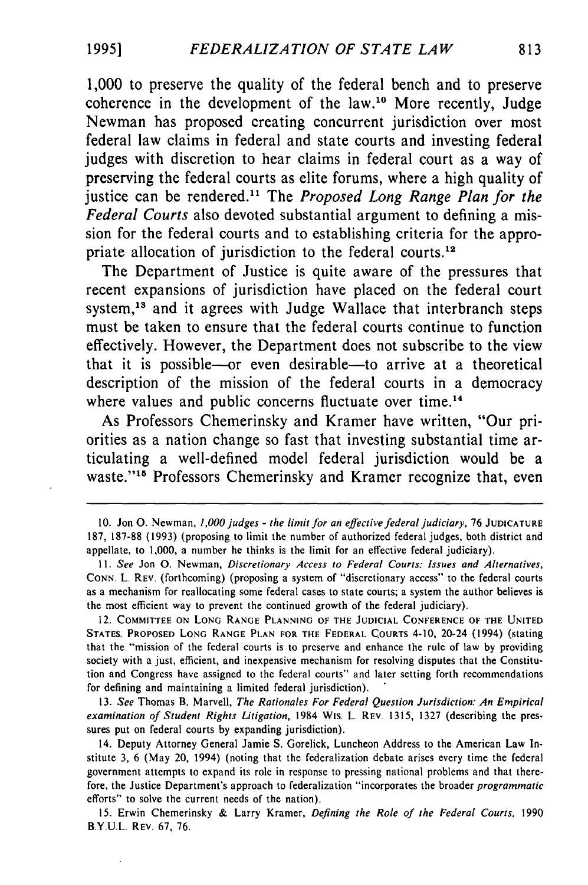1,000 to preserve the quality of the federal bench and to preserve coherence in the development of the law.[10] More recently, Judge Newman has proposed creating concurrent jurisdiction over most federal law claims in federal and state courts and investing federal judges with discretion to hear claims in federal court as a way of preserving the federal courts as elite forums, where a high quality of justice can be rendered.[11] The *Proposed Long Range Plan for the Federal Courts* also devoted substantial argument to defining a mission for the federal courts and to establishing criteria for the appropriate allocation of jurisdiction to the federal courts.[12]

The Department of Justice is quite aware of the pressures that recent expansions of jurisdiction have placed on the federal court system,[13] and it agrees with Judge Wallace that interbranch steps must be taken to ensure that the federal courts continue to function effectively. However, the Department does not subscribe to the view that it is possible—or even desirable—to arrive at a theoretical description of the mission of the federal courts in a democracy where values and public concerns fluctuate over time.[14]

As Professors Chemerinsky and Kramer have written, "Our priorities as a nation change so fast that investing substantial time articulating a well-defined model federal jurisdiction would be a waste."[15] Professors Chemerinsky and Kramer recognize that, even

---

10. Jon O. Newman, *1,000 judges - the limit for an effective federal judiciary*, 76 JUDICATURE 187, 187-88 (1993) (proposing to limit the number of authorized federal judges, both district and appellate, to 1,000, a number he thinks is the limit for an effective federal judiciary).

11. *See* Jon O. Newman, *Discretionary Access to Federal Courts: Issues and Alternatives*, CONN. L. REV. (forthcoming) (proposing a system of "discretionary access" to the federal courts as a mechanism for reallocating some federal cases to state courts; a system the author believes is the most efficient way to prevent the continued growth of the federal judiciary).

12. COMMITTEE ON LONG RANGE PLANNING OF THE JUDICIAL CONFERENCE OF THE UNITED STATES, PROPOSED LONG RANGE PLAN FOR THE FEDERAL COURTS 4-10, 20-24 (1994) (stating that the "mission of the federal courts is to preserve and enhance the rule of law by providing society with a just, efficient, and inexpensive mechanism for resolving disputes that the Constitution and Congress have assigned to the federal courts" and later setting forth recommendations for defining and maintaining a limited federal jurisdiction).

13. *See* Thomas B. Marvell, *The Rationales For Federal Question Jurisdiction: An Empirical examination of Student Rights Litigation*, 1984 WIS. L. REV. 1315, 1327 (describing the pressures put on federal courts by expanding jurisdiction).

14. Deputy Attorney General Jamie S. Gorelick, Luncheon Address to the American Law Institute 3, 6 (May 20, 1994) (noting that the federalization debate arises every time the federal government attempts to expand its role in response to pressing national problems and that therefore, the Justice Department's approach to federalization "incorporates the broader *programmatic* efforts" to solve the current needs of the nation).

15. Erwin Chemerinsky & Larry Kramer, *Defining the Role of the Federal Courts*, 1990 B.Y.U.L. REV. 67, 76.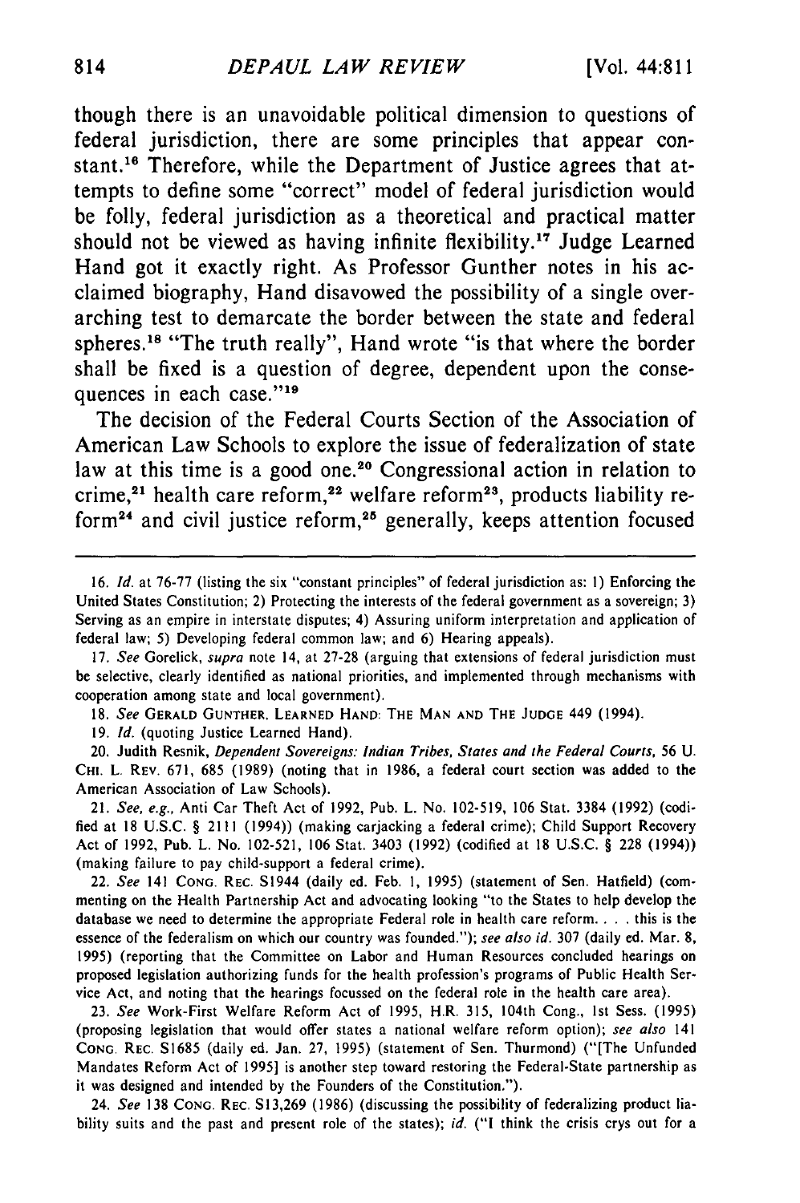though there is an unavoidable political dimension to questions of federal jurisdiction, there are some principles that appear constant.[16] Therefore, while the Department of Justice agrees that attempts to define some "correct" model of federal jurisdiction would be folly, federal jurisdiction as a theoretical and practical matter should not be viewed as having infinite flexibility.[17] Judge Learned Hand got it exactly right. As Professor Gunther notes in his acclaimed biography, Hand disavowed the possibility of a single overarching test to demarcate the border between the state and federal spheres.[18] "The truth really", Hand wrote "is that where the border shall be fixed is a question of degree, dependent upon the consequences in each case."[19]

The decision of the Federal Courts Section of the Association of American Law Schools to explore the issue of federalization of state law at this time is a good one.[20] Congressional action in relation to crime,[21] health care reform,[22] welfare reform[23], products liability reform[24] and civil justice reform,[25] generally, keeps attention focused

---

16. *Id.* at 76-77 (listing the six "constant principles" of federal jurisdiction as: 1) Enforcing the United States Constitution; 2) Protecting the interests of the federal government as a sovereign; 3) Serving as an empire in interstate disputes; 4) Assuring uniform interpretation and application of federal law; 5) Developing federal common law; and 6) Hearing appeals).

17. *See* Gorelick, *supra* note 14, at 27-28 (arguing that extensions of federal jurisdiction must be selective, clearly identified as national priorities, and implemented through mechanisms with cooperation among state and local government).

18. *See* GERALD GUNTHER, LEARNED HAND: THE MAN AND THE JUDGE 449 (1994).

19. *Id.* (quoting Justice Learned Hand).

20. Judith Resnik, *Dependent Sovereigns: Indian Tribes, States and the Federal Courts*, 56 U. CHI. L. REV. 671, 685 (1989) (noting that in 1986, a federal court section was added to the American Association of Law Schools).

21. *See, e.g.*, Anti Car Theft Act of 1992, Pub. L. No. 102-519, 106 Stat. 3384 (1992) (codified at 18 U.S.C. § 2111 (1994)) (making carjacking a federal crime); Child Support Recovery Act of 1992, Pub. L. No. 102-521, 106 Stat. 3403 (1992) (codified at 18 U.S.C. § 228 (1994)) (making failure to pay child-support a federal crime).

22. *See* 141 CONG. REC. S1944 (daily ed. Feb. 1, 1995) (statement of Sen. Hatfield) (commenting on the Health Partnership Act and advocating looking "to the States to help develop the database we need to determine the appropriate Federal role in health care reform. . . . this is the essence of the federalism on which our country was founded."); *see also id.* 307 (daily ed. Mar. 8, 1995) (reporting that the Committee on Labor and Human Resources concluded hearings on proposed legislation authorizing funds for the health profession's programs of Public Health Service Act, and noting that the hearings focussed on the federal role in the health care area).

23. *See* Work-First Welfare Reform Act of 1995, H.R. 315, 104th Cong., 1st Sess. (1995) (proposing legislation that would offer states a national welfare reform option); *see also* 141 CONG. REC. S1685 (daily ed. Jan. 27, 1995) (statement of Sen. Thurmond) ("[The Unfunded Mandates Reform Act of 1995] is another step toward restoring the Federal-State partnership as it was designed and intended by the Founders of the Constitution.").

24. *See* 138 CONG. REC. S13,269 (1986) (discussing the possibility of federalizing product liability suits and the past and present role of the states); *id.* ("I think the crisis crys out for a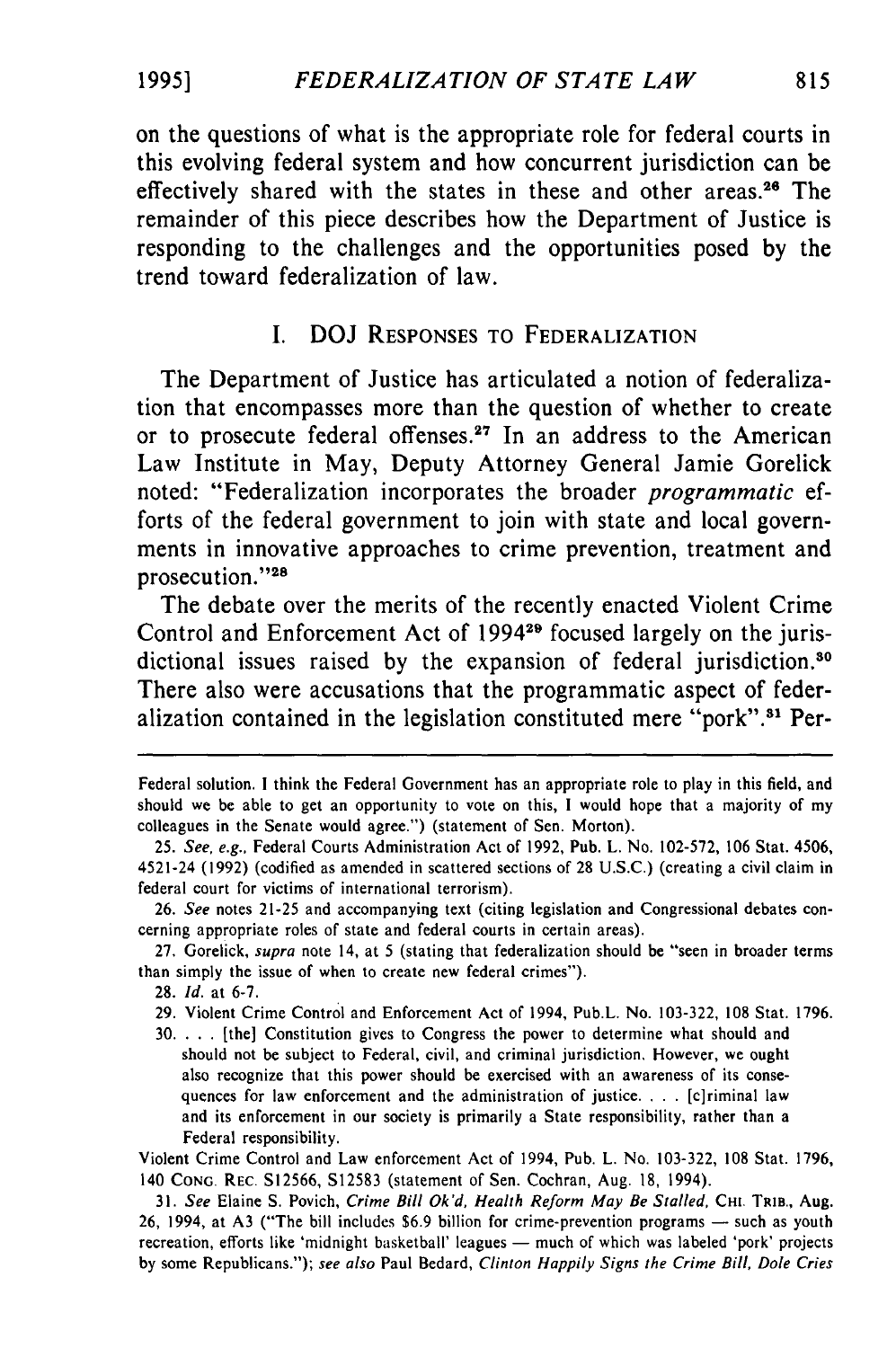on the questions of what is the appropriate role for federal courts in this evolving federal system and how concurrent jurisdiction can be effectively shared with the states in these and other areas.[26] The remainder of this piece describes how the Department of Justice is responding to the challenges and the opportunities posed by the trend toward federalization of law.

## I. DOJ Responses to Federalization

The Department of Justice has articulated a notion of federalization that encompasses more than the question of whether to create or to prosecute federal offenses.[27] In an address to the American Law Institute in May, Deputy Attorney General Jamie Gorelick noted: "Federalization incorporates the broader *programmatic* efforts of the federal government to join with state and local governments in innovative approaches to crime prevention, treatment and prosecution."[28]

The debate over the merits of the recently enacted Violent Crime Control and Enforcement Act of 1994[29] focused largely on the jurisdictional issues raised by the expansion of federal jurisdiction.[30] There also were accusations that the programmatic aspect of federalization contained in the legislation constituted mere "pork".[31] Per-

---

Federal solution. I think the Federal Government has an appropriate role to play in this field, and should we be able to get an opportunity to vote on this, I would hope that a majority of my colleagues in the Senate would agree.") (statement of Sen. Morton).

25. *See, e.g.*, Federal Courts Administration Act of 1992, Pub. L. No. 102-572, 106 Stat. 4506, 4521-24 (1992) (codified as amended in scattered sections of 28 U.S.C.) (creating a civil claim in federal court for victims of international terrorism).

26. *See* notes 21-25 and accompanying text (citing legislation and Congressional debates concerning appropriate roles of state and federal courts in certain areas).

27. Gorelick, *supra* note 14, at 5 (stating that federalization should be "seen in broader terms than simply the issue of when to create new federal crimes").

28. *Id.* at 6-7.

29. Violent Crime Control and Enforcement Act of 1994, Pub.L. No. 103-322, 108 Stat. 1796.

30. . . . [the] Constitution gives to Congress the power to determine what should and should not be subject to Federal, civil, and criminal jurisdiction. However, we ought also recognize that this power should be exercised with an awareness of its consequences for law enforcement and the administration of justice. . . . [c]riminal law and its enforcement in our society is primarily a State responsibility, rather than a Federal responsibility.

Violent Crime Control and Law enforcement Act of 1994, Pub. L. No. 103-322, 108 Stat. 1796, 140 CONG. REC. S12566, S12583 (statement of Sen. Cochran, Aug. 18, 1994).

31. *See* Elaine S. Povich, *Crime Bill Ok'd, Health Reform May Be Stalled*, CHI. TRIB., Aug. 26, 1994, at A3 ("The bill includes $6.9 billion for crime-prevention programs — such as youth recreation, efforts like 'midnight basketball' leagues — much of which was labeled 'pork' projects by some Republicans."); *see also* Paul Bedard, *Clinton Happily Signs the Crime Bill, Dole Cries*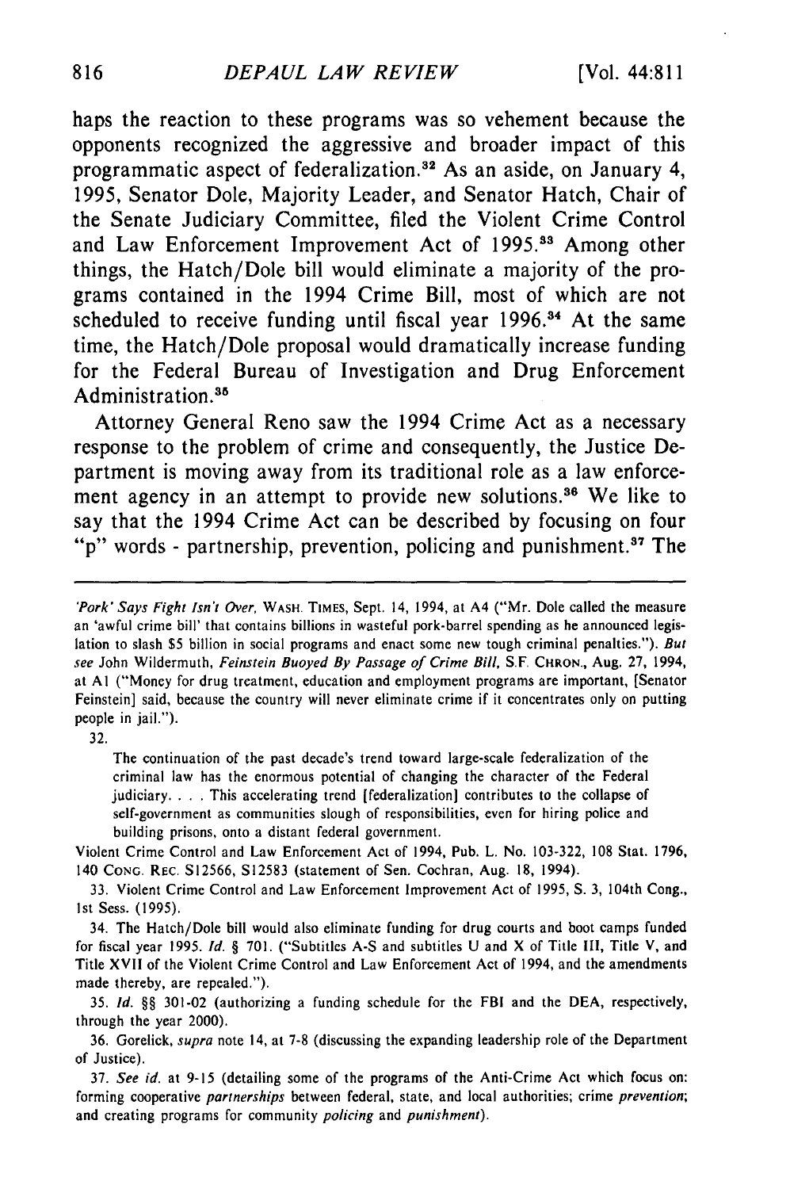haps the reaction to these programs was so vehement because the opponents recognized the aggressive and broader impact of this programmatic aspect of federalization.[32] As an aside, on January 4, 1995, Senator Dole, Majority Leader, and Senator Hatch, Chair of the Senate Judiciary Committee, filed the Violent Crime Control and Law Enforcement Improvement Act of 1995.[33] Among other things, the Hatch/Dole bill would eliminate a majority of the programs contained in the 1994 Crime Bill, most of which are not scheduled to receive funding until fiscal year 1996.[34] At the same time, the Hatch/Dole proposal would dramatically increase funding for the Federal Bureau of Investigation and Drug Enforcement Administration.[35]

Attorney General Reno saw the 1994 Crime Act as a necessary response to the problem of crime and consequently, the Justice Department is moving away from its traditional role as a law enforcement agency in an attempt to provide new solutions.[36] We like to say that the 1994 Crime Act can be described by focusing on four "p" words - partnership, prevention, policing and punishment.[37] The

---

*'Pork' Says Fight Isn't Over*, WASH. TIMES, Sept. 14, 1994, at A4 ("Mr. Dole called the measure an 'awful crime bill' that contains billions in wasteful pork-barrel spending as he announced legislation to slash $5 billion in social programs and enact some new tough criminal penalties."). *But see* John Wildermuth, *Feinstein Buoyed By Passage of Crime Bill*, S.F. CHRON., Aug. 27, 1994, at A1 ("Money for drug treatment, education and employment programs are important, [Senator Feinstein] said, because the country will never eliminate crime if it concentrates only on putting people in jail.").

32.

> The continuation of the past decade's trend toward large-scale federalization of the criminal law has the enormous potential of changing the character of the Federal judiciary. . . . This accelerating trend [federalization] contributes to the collapse of self-government as communities slough of responsibilities, even for hiring police and building prisons, onto a distant federal government.

Violent Crime Control and Law Enforcement Act of 1994, Pub. L. No. 103-322, 108 Stat. 1796, 140 CONG. REC. S12566, S12583 (statement of Sen. Cochran, Aug. 18, 1994).

33. Violent Crime Control and Law Enforcement Improvement Act of 1995, S. 3, 104th Cong., 1st Sess. (1995).

34. The Hatch/Dole bill would also eliminate funding for drug courts and boot camps funded for fiscal year 1995. *Id.* § 701. ("Subtitles A-S and subtitles U and X of Title III, Title V, and Title XVII of the Violent Crime Control and Law Enforcement Act of 1994, and the amendments made thereby, are repealed.").

35. *Id.* §§ 301-02 (authorizing a funding schedule for the FBI and the DEA, respectively, through the year 2000).

36. Gorelick, *supra* note 14, at 7-8 (discussing the expanding leadership role of the Department of Justice).

37. *See id.* at 9-15 (detailing some of the programs of the Anti-Crime Act which focus on: forming cooperative *partnerships* between federal, state, and local authorities; crime *prevention*; and creating programs for community *policing* and *punishment*).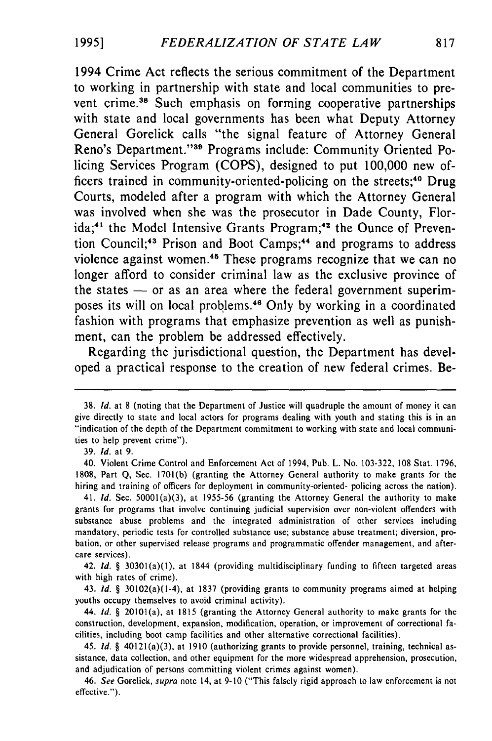1994 Crime Act reflects the serious commitment of the Department to working in partnership with state and local communities to prevent crime.[38] Such emphasis on forming cooperative partnerships with state and local governments has been what Deputy Attorney General Gorelick calls "the signal feature of Attorney General Reno's Department."[39] Programs include: Community Oriented Policing Services Program (COPS), designed to put 100,000 new officers trained in community-oriented-policing on the streets;[40] Drug Courts, modeled after a program with which the Attorney General was involved when she was the prosecutor in Dade County, Florida;[41] the Model Intensive Grants Program;[42] the Ounce of Prevention Council;[43] Prison and Boot Camps;[44] and programs to address violence against women.[45] These programs recognize that we can no longer afford to consider criminal law as the exclusive province of the states — or as an area where the federal government superimposes its will on local problems.[46] Only by working in a coordinated fashion with programs that emphasize prevention as well as punishment, can the problem be addressed effectively.

Regarding the jurisdictional question, the Department has developed a practical response to the creation of new federal crimes. Be-

---

38. *Id.* at 8 (noting that the Department of Justice will quadruple the amount of money it can give directly to state and local actors for programs dealing with youth and stating this is in an "indication of the depth of the Department commitment to working with state and local communities to help prevent crime").

39. *Id.* at 9.

40. Violent Crime Control and Enforcement Act of 1994, Pub. L. No. 103-322, 108 Stat. 1796, 1808, Part Q, Sec. 1701(b) (granting the Attorney General authority to make grants for the hiring and training of officers for deployment in community-oriented- policing across the nation).

41. *Id.* Sec. 50001(a)(3), at 1955-56 (granting the Attorney General the authority to make grants for programs that involve continuing judicial supervision over non-violent offenders with substance abuse problems and the integrated administration of other services including mandatory, periodic tests for controlled substance use; substance abuse treatment; diversion, probation, or other supervised release programs and programmatic offender management, and aftercare services).

42. *Id.* § 30301(a)(1), at 1844 (providing multidisciplinary funding to fifteen targeted areas with high rates of crime).

43. *Id.* § 30102(a)(1-4), at 1837 (providing grants to community programs aimed at helping youths occupy themselves to avoid criminal activity).

44. *Id.* § 20101(a), at 1815 (granting the Attorney General authority to make grants for the construction, development, expansion, modification, operation, or improvement of correctional facilities, including boot camp facilities and other alternative correctional facilities).

45. *Id.* § 40121(a)(3), at 1910 (authorizing grants to provide personnel, training, technical assistance, data collection, and other equipment for the more widespread apprehension, prosecution, and adjudication of persons committing violent crimes against women).

46. *See* Gorelick, *supra* note 14, at 9-10 ("This falsely rigid approach to law enforcement is not effective.").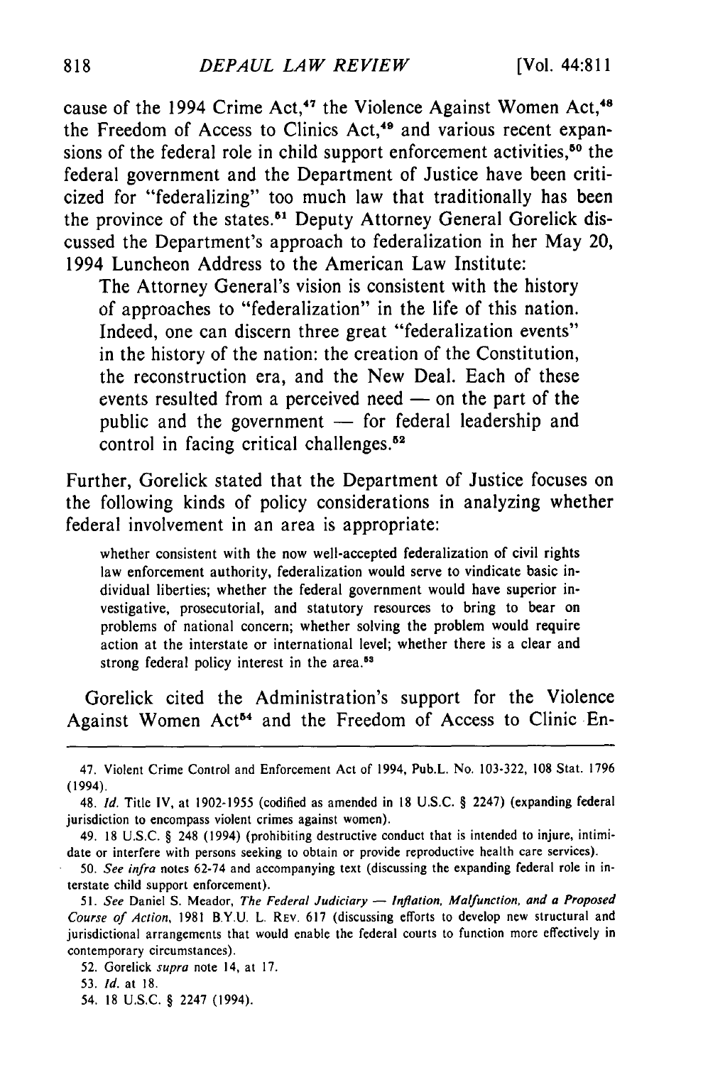cause of the 1994 Crime Act,[47] the Violence Against Women Act,[48] the Freedom of Access to Clinics Act,[49] and various recent expansions of the federal role in child support enforcement activities,[50] the federal government and the Department of Justice have been criticized for "federalizing" too much law that traditionally has been the province of the states.[51] Deputy Attorney General Gorelick discussed the Department's approach to federalization in her May 20, 1994 Luncheon Address to the American Law Institute:

> The Attorney General's vision is consistent with the history of approaches to "federalization" in the life of this nation. Indeed, one can discern three great "federalization events" in the history of the nation: the creation of the Constitution, the reconstruction era, and the New Deal. Each of these events resulted from a perceived need — on the part of the public and the government — for federal leadership and control in facing critical challenges.[52]

Further, Gorelick stated that the Department of Justice focuses on the following kinds of policy considerations in analyzing whether federal involvement in an area is appropriate:

> whether consistent with the now well-accepted federalization of civil rights law enforcement authority, federalization would serve to vindicate basic individual liberties; whether the federal government would have superior investigative, prosecutorial, and statutory resources to bring to bear on problems of national concern; whether solving the problem would require action at the interstate or international level; whether there is a clear and strong federal policy interest in the area.[53]

Gorelick cited the Administration's support for the Violence Against Women Act[54] and the Freedom of Access to Clinic En-

---

47. Violent Crime Control and Enforcement Act of 1994, Pub.L. No. 103-322, 108 Stat. 1796 (1994).

48. *Id.* Title IV, at 1902-1955 (codified as amended in 18 U.S.C. § 2247) (expanding federal jurisdiction to encompass violent crimes against women).

49. 18 U.S.C. § 248 (1994) (prohibiting destructive conduct that is intended to injure, intimidate or interfere with persons seeking to obtain or provide reproductive health care services).

50. *See infra* notes 62-74 and accompanying text (discussing the expanding federal role in interstate child support enforcement).

51. *See* Daniel S. Meador, *The Federal Judiciary — Inflation, Malfunction, and a Proposed Course of Action*, 1981 B.Y.U. L. REV. 617 (discussing efforts to develop new structural and jurisdictional arrangements that would enable the federal courts to function more effectively in contemporary circumstances).

52. Gorelick *supra* note 14, at 17.

53. *Id.* at 18.

54. 18 U.S.C. § 2247 (1994).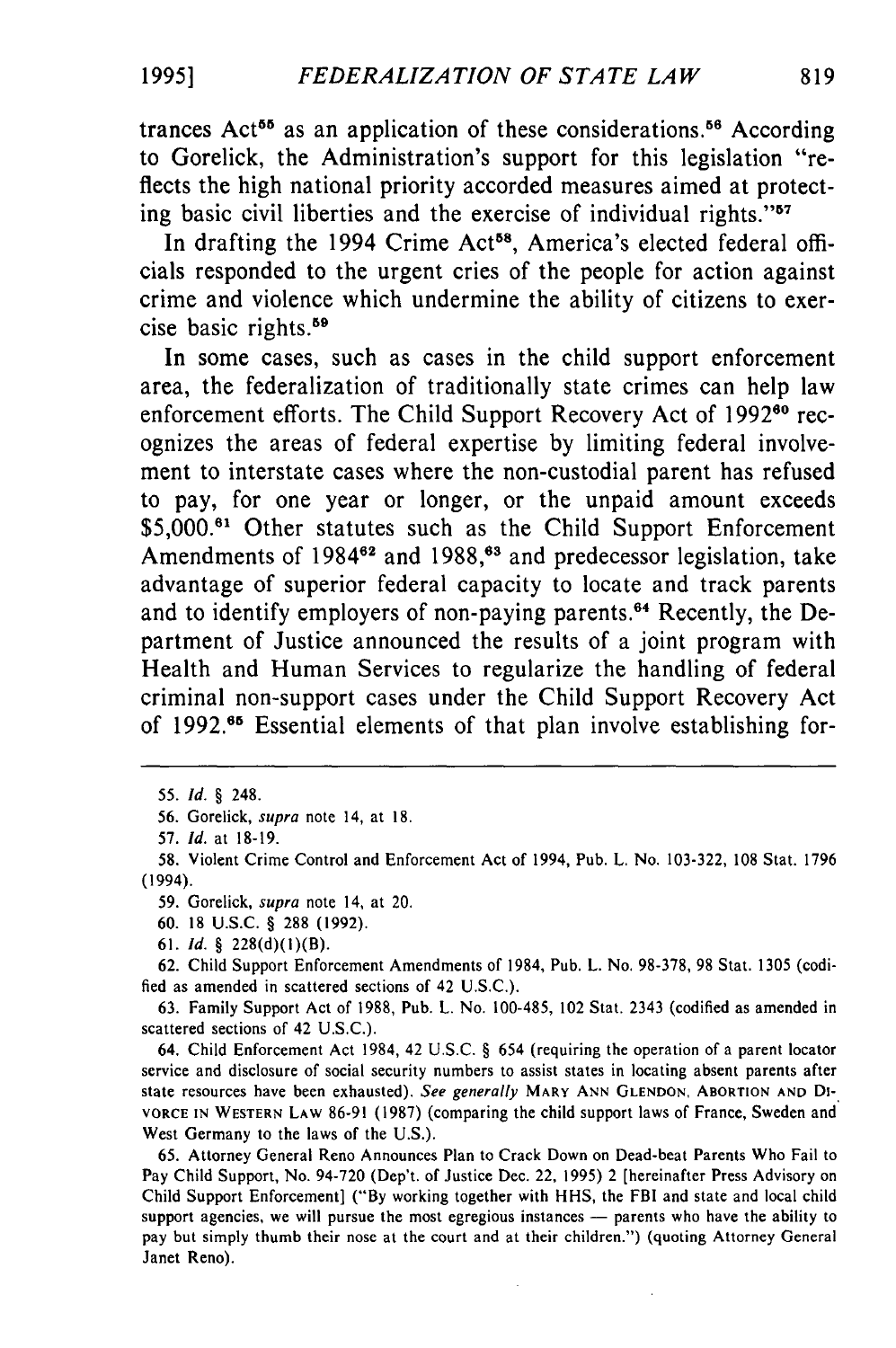trances Act[55] as an application of these considerations.[56] According to Gorelick, the Administration's support for this legislation "reflects the high national priority accorded measures aimed at protecting basic civil liberties and the exercise of individual rights."[57]

In drafting the 1994 Crime Act[58], America's elected federal officials responded to the urgent cries of the people for action against crime and violence which undermine the ability of citizens to exercise basic rights.[59]

In some cases, such as cases in the child support enforcement area, the federalization of traditionally state crimes can help law enforcement efforts. The Child Support Recovery Act of 1992[60] recognizes the areas of federal expertise by limiting federal involvement to interstate cases where the non-custodial parent has refused to pay, for one year or longer, or the unpaid amount exceeds $5,000.[61] Other statutes such as the Child Support Enforcement Amendments of 1984[62] and 1988,[63] and predecessor legislation, take advantage of superior federal capacity to locate and track parents and to identify employers of non-paying parents.[64] Recently, the Department of Justice announced the results of a joint program with Health and Human Services to regularize the handling of federal criminal non-support cases under the Child Support Recovery Act of 1992.[65] Essential elements of that plan involve establishing for-

---

55. *Id.* § 248.

56. Gorelick, *supra* note 14, at 18.

57. *Id.* at 18-19.

58. Violent Crime Control and Enforcement Act of 1994, Pub. L. No. 103-322, 108 Stat. 1796 (1994).

59. Gorelick, *supra* note 14, at 20.

60. 18 U.S.C. § 288 (1992).

61. *Id.* § 228(d)(1)(B).

62. Child Support Enforcement Amendments of 1984, Pub. L. No. 98-378, 98 Stat. 1305 (codified as amended in scattered sections of 42 U.S.C.).

63. Family Support Act of 1988, Pub. L. No. 100-485, 102 Stat. 2343 (codified as amended in scattered sections of 42 U.S.C.).

64. Child Enforcement Act 1984, 42 U.S.C. § 654 (requiring the operation of a parent locator service and disclosure of social security numbers to assist states in locating absent parents after state resources have been exhausted). *See generally* MARY ANN GLENDON, ABORTION AND DIVORCE IN WESTERN LAW 86-91 (1987) (comparing the child support laws of France, Sweden and West Germany to the laws of the U.S.).

65. Attorney General Reno Announces Plan to Crack Down on Dead-beat Parents Who Fail to Pay Child Support, No. 94-720 (Dep't. of Justice Dec. 22, 1995) 2 [hereinafter Press Advisory on Child Support Enforcement] ("By working together with HHS, the FBI and state and local child support agencies, we will pursue the most egregious instances — parents who have the ability to pay but simply thumb their nose at the court and at their children.") (quoting Attorney General Janet Reno).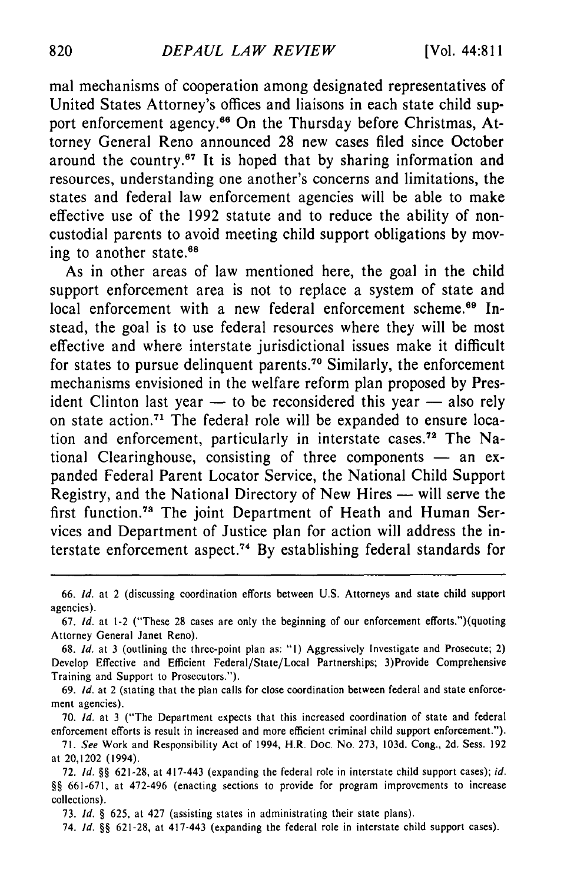mal mechanisms of cooperation among designated representatives of United States Attorney's offices and liaisons in each state child support enforcement agency.[66] On the Thursday before Christmas, Attorney General Reno announced 28 new cases filed since October around the country.[67] It is hoped that by sharing information and resources, understanding one another's concerns and limitations, the states and federal law enforcement agencies will be able to make effective use of the 1992 statute and to reduce the ability of noncustodial parents to avoid meeting child support obligations by moving to another state.[68]

As in other areas of law mentioned here, the goal in the child support enforcement area is not to replace a system of state and local enforcement with a new federal enforcement scheme.[69] Instead, the goal is to use federal resources where they will be most effective and where interstate jurisdictional issues make it difficult for states to pursue delinquent parents.[70] Similarly, the enforcement mechanisms envisioned in the welfare reform plan proposed by President Clinton last year — to be reconsidered this year — also rely on state action.[71] The federal role will be expanded to ensure location and enforcement, particularly in interstate cases.[72] The National Clearinghouse, consisting of three components — an expanded Federal Parent Locator Service, the National Child Support Registry, and the National Directory of New Hires — will serve the first function.[73] The joint Department of Heath and Human Services and Department of Justice plan for action will address the interstate enforcement aspect.[74] By establishing federal standards for

---

66. *Id.* at 2 (discussing coordination efforts between U.S. Attorneys and state child support agencies).

67. *Id.* at 1-2 ("These 28 cases are only the beginning of our enforcement efforts.")(quoting Attorney General Janet Reno).

68. *Id.* at 3 (outlining the three-point plan as: "1) Aggressively Investigate and Prosecute; 2) Develop Effective and Efficient Federal/State/Local Partnerships; 3)Provide Comprehensive Training and Support to Prosecutors.").

69. *Id.* at 2 (stating that the plan calls for close coordination between federal and state enforcement agencies).

70. *Id.* at 3 ("The Department expects that this increased coordination of state and federal enforcement efforts is result in increased and more efficient criminal child support enforcement.").

71. *See* Work and Responsibility Act of 1994, H.R. Doc. No. 273, 103d. Cong., 2d. Sess. 192 at 20,1202 (1994).

72. *Id.* §§ 621-28, at 417-443 (expanding the federal role in interstate child support cases); *id.* §§ 661-671, at 472-496 (enacting sections to provide for program improvements to increase collections).

73. *Id.* § 625, at 427 (assisting states in administrating their state plans).

74. *Id.* §§ 621-28, at 417-443 (expanding the federal role in interstate child support cases).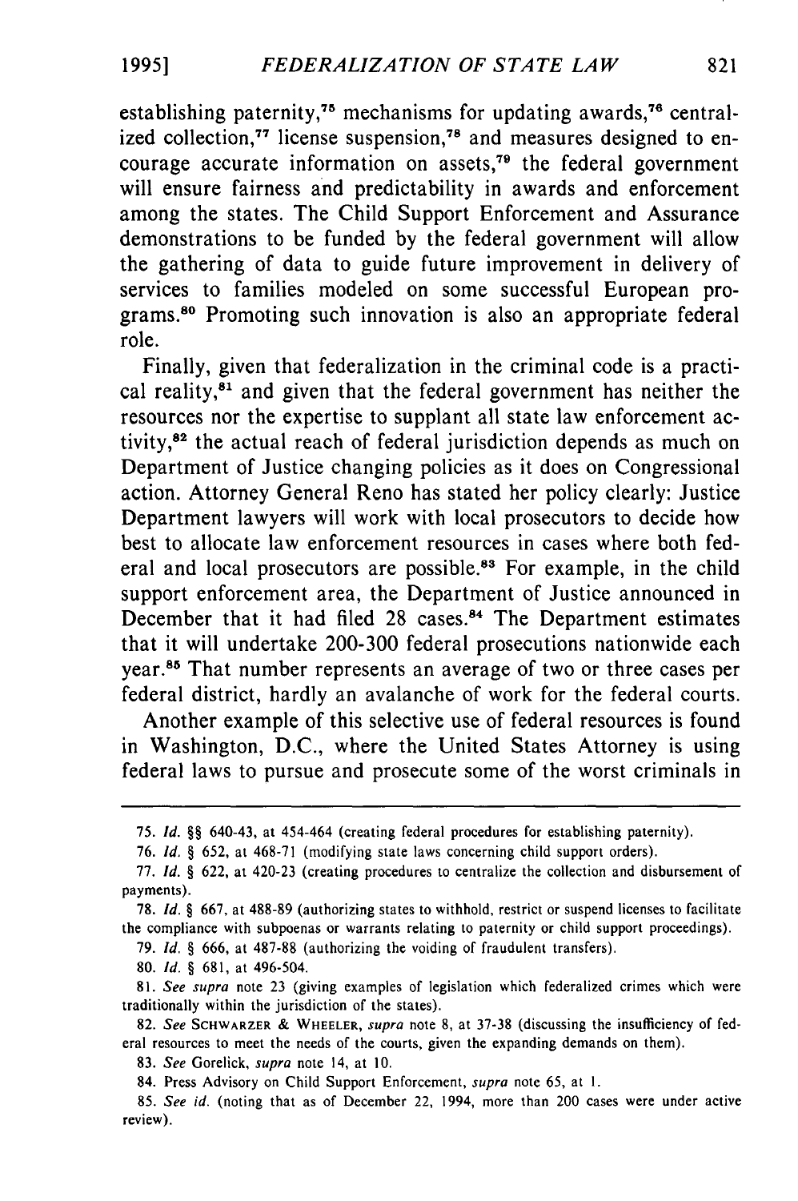establishing paternity,[75] mechanisms for updating awards,[76] centralized collection,[77] license suspension,[78] and measures designed to encourage accurate information on assets,[79] the federal government will ensure fairness and predictability in awards and enforcement among the states. The Child Support Enforcement and Assurance demonstrations to be funded by the federal government will allow the gathering of data to guide future improvement in delivery of services to families modeled on some successful European programs.[80] Promoting such innovation is also an appropriate federal role.

Finally, given that federalization in the criminal code is a practical reality,[81] and given that the federal government has neither the resources nor the expertise to supplant all state law enforcement activity,[82] the actual reach of federal jurisdiction depends as much on Department of Justice changing policies as it does on Congressional action. Attorney General Reno has stated her policy clearly: Justice Department lawyers will work with local prosecutors to decide how best to allocate law enforcement resources in cases where both federal and local prosecutors are possible.[83] For example, in the child support enforcement area, the Department of Justice announced in December that it had filed 28 cases.[84] The Department estimates that it will undertake 200-300 federal prosecutions nationwide each year.[85] That number represents an average of two or three cases per federal district, hardly an avalanche of work for the federal courts.

Another example of this selective use of federal resources is found in Washington, D.C., where the United States Attorney is using federal laws to pursue and prosecute some of the worst criminals in

---

75. *Id.* §§ 640-43, at 454-464 (creating federal procedures for establishing paternity).

76. *Id.* § 652, at 468-71 (modifying state laws concerning child support orders).

77. *Id.* § 622, at 420-23 (creating procedures to centralize the collection and disbursement of payments).

78. *Id.* § 667, at 488-89 (authorizing states to withhold, restrict or suspend licenses to facilitate the compliance with subpoenas or warrants relating to paternity or child support proceedings).

79. *Id.* § 666, at 487-88 (authorizing the voiding of fraudulent transfers).

80. *Id.* § 681, at 496-504.

81. *See supra* note 23 (giving examples of legislation which federalized crimes which were traditionally within the jurisdiction of the states).

82. *See* SCHWARZER & WHEELER, *supra* note 8, at 37-38 (discussing the insufficiency of federal resources to meet the needs of the courts, given the expanding demands on them).

83. *See* Gorelick, *supra* note 14, at 10.

84. Press Advisory on Child Support Enforcement, *supra* note 65, at 1.

85. *See id.* (noting that as of December 22, 1994, more than 200 cases were under active review).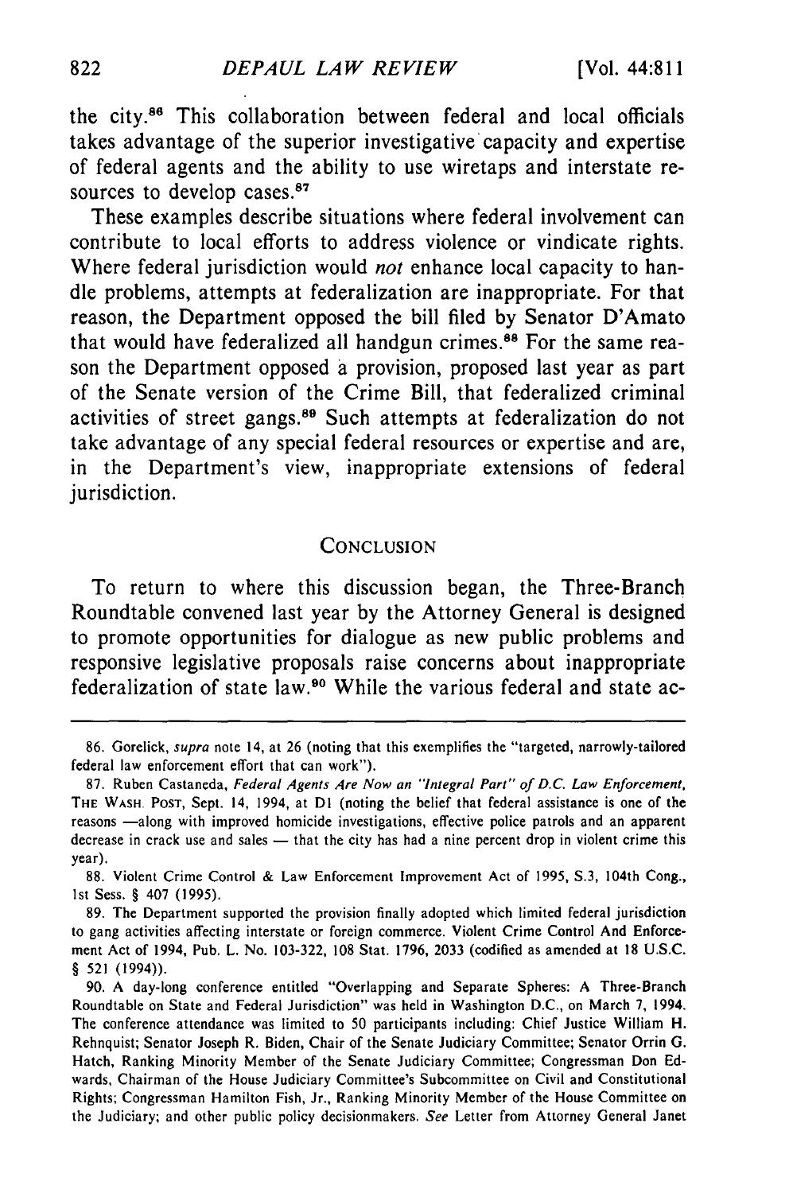the city.[86] This collaboration between federal and local officials takes advantage of the superior investigative capacity and expertise of federal agents and the ability to use wiretaps and interstate resources to develop cases.[87]

These examples describe situations where federal involvement can contribute to local efforts to address violence or vindicate rights. Where federal jurisdiction would *not* enhance local capacity to handle problems, attempts at federalization are inappropriate. For that reason, the Department opposed the bill filed by Senator D'Amato that would have federalized all handgun crimes.[88] For the same reason the Department opposed a provision, proposed last year as part of the Senate version of the Crime Bill, that federalized criminal activities of street gangs.[89] Such attempts at federalization do not take advantage of any special federal resources or expertise and are, in the Department's view, inappropriate extensions of federal jurisdiction.

## CONCLUSION

To return to where this discussion began, the Three-Branch Roundtable convened last year by the Attorney General is designed to promote opportunities for dialogue as new public problems and responsive legislative proposals raise concerns about inappropriate federalization of state law.[90] While the various federal and state ac-

---

86. Gorelick, *supra* note 14, at 26 (noting that this exemplifies the "targeted, narrowly-tailored federal law enforcement effort that can work").

87. Ruben Castaneda, *Federal Agents Are Now an "Integral Part" of D.C. Law Enforcement*, THE WASH. POST, Sept. 14, 1994, at D1 (noting the belief that federal assistance is one of the reasons —along with improved homicide investigations, effective police patrols and an apparent decrease in crack use and sales — that the city has had a nine percent drop in violent crime this year).

88. Violent Crime Control & Law Enforcement Improvement Act of 1995, S.3, 104th Cong., 1st Sess. § 407 (1995).

89. The Department supported the provision finally adopted which limited federal jurisdiction to gang activities affecting interstate or foreign commerce. Violent Crime Control And Enforcement Act of 1994, Pub. L. No. 103-322, 108 Stat. 1796, 2033 (codified as amended at 18 U.S.C. § 521 (1994)).

90. A day-long conference entitled "Overlapping and Separate Spheres: A Three-Branch Roundtable on State and Federal Jurisdiction" was held in Washington D.C., on March 7, 1994. The conference attendance was limited to 50 participants including: Chief Justice William H. Rehnquist; Senator Joseph R. Biden, Chair of the Senate Judiciary Committee; Senator Orrin G. Hatch, Ranking Minority Member of the Senate Judiciary Committee; Congressman Don Edwards, Chairman of the House Judiciary Committee's Subcommittee on Civil and Constitutional Rights; Congressman Hamilton Fish, Jr., Ranking Minority Member of the House Committee on the Judiciary; and other public policy decisionmakers. *See* Letter from Attorney General Janet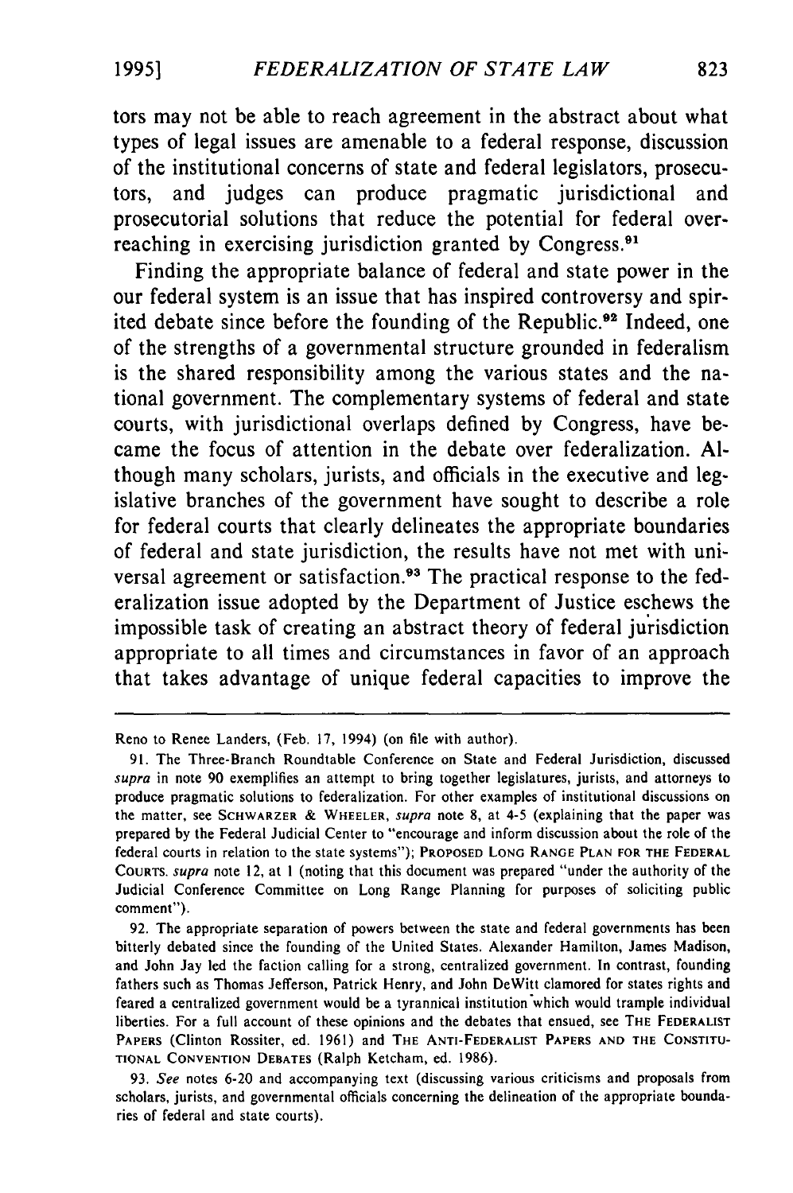tors may not be able to reach agreement in the abstract about what types of legal issues are amenable to a federal response, discussion of the institutional concerns of state and federal legislators, prosecutors, and judges can produce pragmatic jurisdictional and prosecutorial solutions that reduce the potential for federal overreaching in exercising jurisdiction granted by Congress.[91]

Finding the appropriate balance of federal and state power in the our federal system is an issue that has inspired controversy and spirited debate since before the founding of the Republic.[92] Indeed, one of the strengths of a governmental structure grounded in federalism is the shared responsibility among the various states and the national government. The complementary systems of federal and state courts, with jurisdictional overlaps defined by Congress, have became the focus of attention in the debate over federalization. Although many scholars, jurists, and officials in the executive and legislative branches of the government have sought to describe a role for federal courts that clearly delineates the appropriate boundaries of federal and state jurisdiction, the results have not met with universal agreement or satisfaction.[93] The practical response to the federalization issue adopted by the Department of Justice eschews the impossible task of creating an abstract theory of federal jurisdiction appropriate to all times and circumstances in favor of an approach that takes advantage of unique federal capacities to improve the

---

Reno to Renee Landers, (Feb. 17, 1994) (on file with author).

91. The Three-Branch Roundtable Conference on State and Federal Jurisdiction, discussed *supra* in note 90 exemplifies an attempt to bring together legislatures, jurists, and attorneys to produce pragmatic solutions to federalization. For other examples of institutional discussions on the matter, see SCHWARZER & WHEELER, *supra* note 8, at 4-5 (explaining that the paper was prepared by the Federal Judicial Center to "encourage and inform discussion about the role of the federal courts in relation to the state systems"); PROPOSED LONG RANGE PLAN FOR THE FEDERAL COURTS. *supra* note 12, at 1 (noting that this document was prepared "under the authority of the Judicial Conference Committee on Long Range Planning for purposes of soliciting public comment").

92. The appropriate separation of powers between the state and federal governments has been bitterly debated since the founding of the United States. Alexander Hamilton, James Madison, and John Jay led the faction calling for a strong, centralized government. In contrast, founding fathers such as Thomas Jefferson, Patrick Henry, and John DeWitt clamored for states rights and feared a centralized government would be a tyrannical institution which would trample individual liberties. For a full account of these opinions and the debates that ensued, see THE FEDERALIST PAPERS (Clinton Rossiter, ed. 1961) and THE ANTI-FEDERALIST PAPERS AND THE CONSTITUTIONAL CONVENTION DEBATES (Ralph Ketcham, ed. 1986).

93. *See* notes 6-20 and accompanying text (discussing various criticisms and proposals from scholars, jurists, and governmental officials concerning the delineation of the appropriate boundaries of federal and state courts).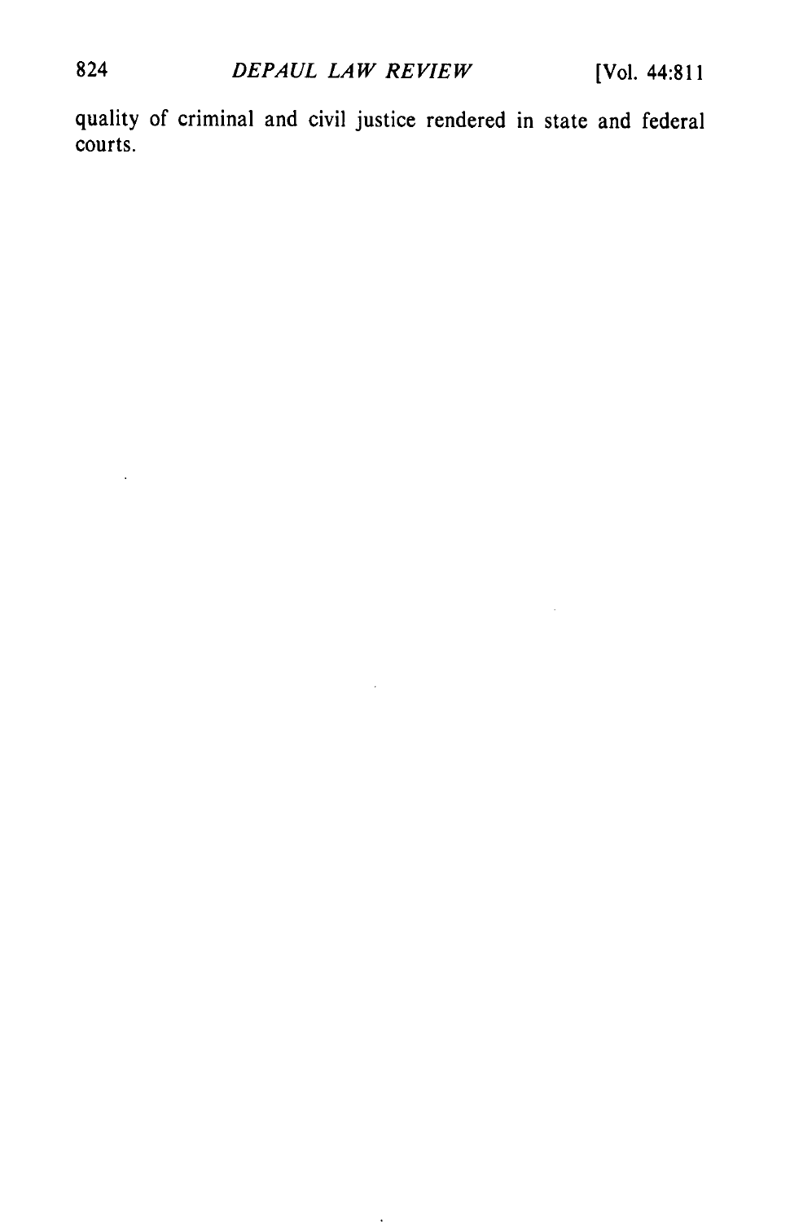quality of criminal and civil justice rendered in state and federal courts.